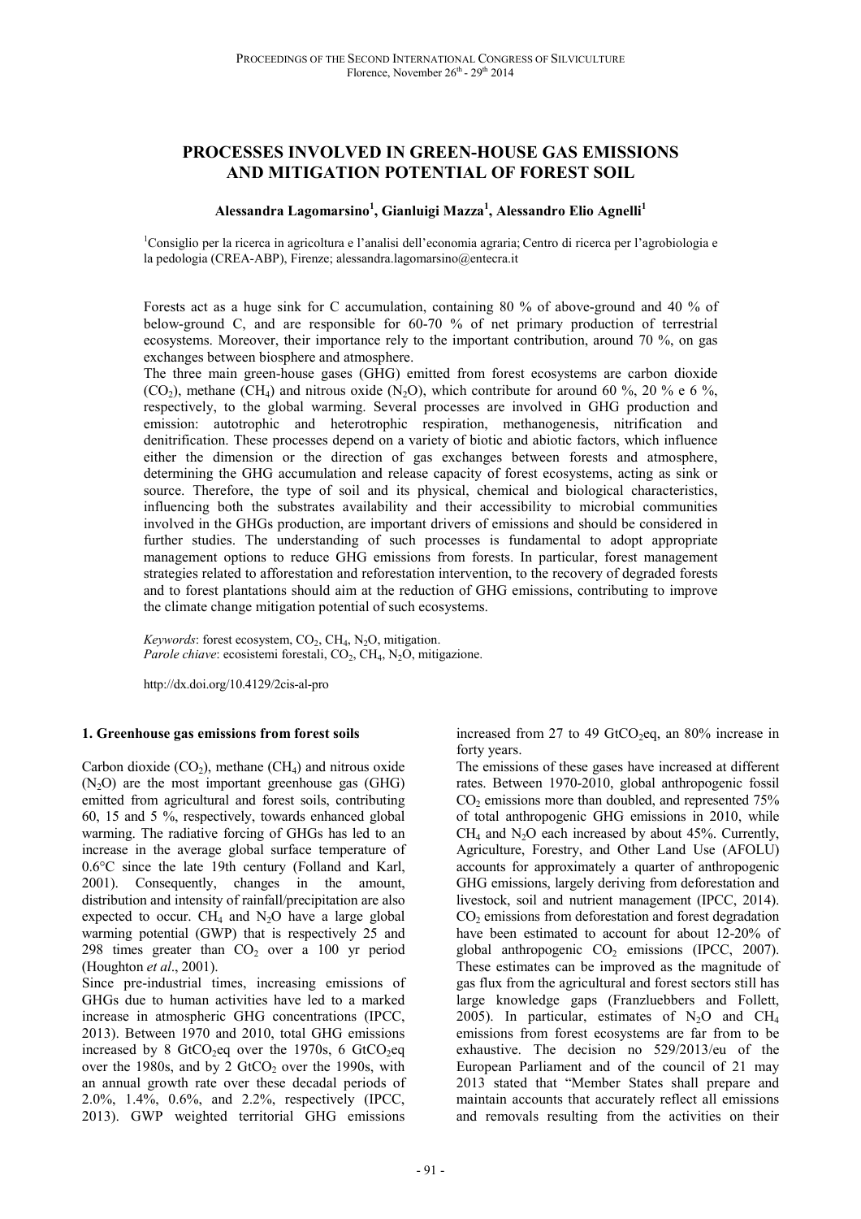# PROCESSES INVOLVED IN GREEN-HOUSE GAS EMISSIONS AND MITIGATION POTENTIAL OF FOREST SOIL

**Alessandra Lagomarsino[1], Gianluigi Mazza[1], Alessandro Elio Agnelli[1]**

[1]Consiglio per la ricerca in agricoltura e l'analisi dell'economia agraria; Centro di ricerca per l'agrobiologia e la pedologia (CREA-ABP), Firenze; alessandra.lagomarsino@entecra.it

Forests act as a huge sink for C accumulation, containing 80 % of above-ground and 40 % of below-ground C, and are responsible for 60-70 % of net primary production of terrestrial ecosystems. Moreover, their importance rely to the important contribution, around 70 %, on gas exchanges between biosphere and atmosphere.

The three main green-house gases (GHG) emitted from forest ecosystems are carbon dioxide ($CO_2$), methane ($CH_4$) and nitrous oxide ($N_2O$), which contribute for around 60 %, 20 % e 6 %, respectively, to the global warming. Several processes are involved in GHG production and emission: autotrophic and heterotrophic respiration, methanogenesis, nitrification and denitrification. These processes depend on a variety of biotic and abiotic factors, which influence either the dimension or the direction of gas exchanges between forests and atmosphere, determining the GHG accumulation and release capacity of forest ecosystems, acting as sink or source. Therefore, the type of soil and its physical, chemical and biological characteristics, influencing both the substrates availability and their accessibility to microbial communities involved in the GHGs production, are important drivers of emissions and should be considered in further studies. The understanding of such processes is fundamental to adopt appropriate management options to reduce GHG emissions from forests. In particular, forest management strategies related to afforestation and reforestation intervention, to the recovery of degraded forests and to forest plantations should aim at the reduction of GHG emissions, contributing to improve the climate change mitigation potential of such ecosystems.

*Keywords*: forest ecosystem, $CO_2$, $CH_4$, $N_2O$, mitigation.
*Parole chiave*: ecosistemi forestali, $CO_2$, $CH_4$, $N_2O$, mitigazione.

http://dx.doi.org/10.4129/2cis-al-pro

## 1. Greenhouse gas emissions from forest soils

Carbon dioxide ($CO_2$), methane ($CH_4$) and nitrous oxide ($N_2O$) are the most important greenhouse gas (GHG) emitted from agricultural and forest soils, contributing 60, 15 and 5 %, respectively, towards enhanced global warming. The radiative forcing of GHGs has led to an increase in the average global surface temperature of 0.6°C since the late 19th century (Folland and Karl, 2001). Consequently, changes in the amount, distribution and intensity of rainfall/precipitation are also expected to occur. $CH_4$ and $N_2O$ have a large global warming potential (GWP) that is respectively 25 and 298 times greater than $CO_2$ over a 100 yr period (Houghton *et al*., 2001).

Since pre-industrial times, increasing emissions of GHGs due to human activities have led to a marked increase in atmospheric GHG concentrations (IPCC, 2013). Between 1970 and 2010, total GHG emissions increased by 8 $GtCO_2eq$ over the 1970s, 6 $GtCO_2eq$ over the 1980s, and by 2 $GtCO_2$ over the 1990s, with an annual growth rate over these decadal periods of 2.0%, 1.4%, 0.6%, and 2.2%, respectively (IPCC, 2013). GWP weighted territorial GHG emissions increased from 27 to 49 $GtCO_2eq$, an 80% increase in forty years.

The emissions of these gases have increased at different rates. Between 1970-2010, global anthropogenic fossil $CO_2$ emissions more than doubled, and represented 75% of total anthropogenic GHG emissions in 2010, while $CH_4$ and $N_2O$ each increased by about 45%. Currently, Agriculture, Forestry, and Other Land Use (AFOLU) accounts for approximately a quarter of anthropogenic GHG emissions, largely deriving from deforestation and livestock, soil and nutrient management (IPCC, 2014). $CO_2$ emissions from deforestation and forest degradation have been estimated to account for about 12-20% of global anthropogenic $CO_2$ emissions (IPCC, 2007). These estimates can be improved as the magnitude of gas flux from the agricultural and forest sectors still has large knowledge gaps (Franzluebbers and Follett, 2005). In particular, estimates of $N_2O$ and $CH_4$ emissions from forest ecosystems are far from to be exhaustive. The decision no 529/2013/eu of the European Parliament and of the council of 21 may 2013 stated that "Member States shall prepare and maintain accounts that accurately reflect all emissions and removals resulting from the activities on their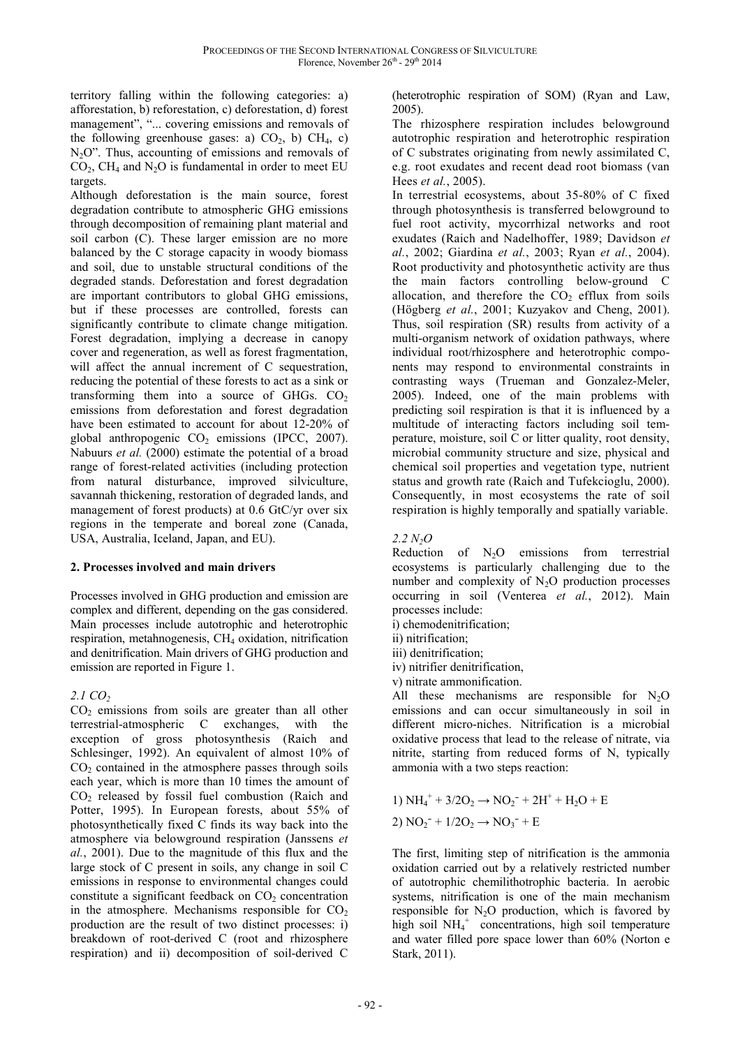territory falling within the following categories: a) afforestation, b) reforestation, c) deforestation, d) forest management", "... covering emissions and removals of the following greenhouse gases: a) $CO_2$, b) $CH_4$, c) $N_2O$". Thus, accounting of emissions and removals of $CO_2$, $CH_4$ and $N_2O$ is fundamental in order to meet EU targets.

Although deforestation is the main source, forest degradation contribute to atmospheric GHG emissions through decomposition of remaining plant material and soil carbon (C). These larger emission are no more balanced by the C storage capacity in woody biomass and soil, due to unstable structural conditions of the degraded stands. Deforestation and forest degradation are important contributors to global GHG emissions, but if these processes are controlled, forests can significantly contribute to climate change mitigation. Forest degradation, implying a decrease in canopy cover and regeneration, as well as forest fragmentation, will affect the annual increment of C sequestration, reducing the potential of these forests to act as a sink or transforming them into a source of GHGs. $CO_2$ emissions from deforestation and forest degradation have been estimated to account for about 12-20% of global anthropogenic $CO_2$ emissions (IPCC, 2007). Nabuurs *et al.* (2000) estimate the potential of a broad range of forest-related activities (including protection from natural disturbance, improved silviculture, savannah thickening, restoration of degraded lands, and management of forest products) at 0.6 GtC/yr over six regions in the temperate and boreal zone (Canada, USA, Australia, Iceland, Japan, and EU).

## 2. Processes involved and main drivers

Processes involved in GHG production and emission are complex and different, depending on the gas considered. Main processes include autotrophic and heterotrophic respiration, metahnogenesis, $CH_4$ oxidation, nitrification and denitrification. Main drivers of GHG production and emission are reported in Figure 1.

### *2.1 $CO_2$*

$CO_2$ emissions from soils are greater than all other terrestrial-atmospheric C exchanges, with the exception of gross photosynthesis (Raich and Schlesinger, 1992). An equivalent of almost 10% of $CO_2$ contained in the atmosphere passes through soils each year, which is more than 10 times the amount of $CO_2$ released by fossil fuel combustion (Raich and Potter, 1995). In European forests, about 55% of photosynthetically fixed C finds its way back into the atmosphere via belowground respiration (Janssens *et al.*, 2001). Due to the magnitude of this flux and the large stock of C present in soils, any change in soil C emissions in response to environmental changes could constitute a significant feedback on $CO_2$ concentration in the atmosphere. Mechanisms responsible for $CO_2$ production are the result of two distinct processes: i) breakdown of root-derived C (root and rhizosphere respiration) and ii) decomposition of soil-derived C (heterotrophic respiration of SOM) (Ryan and Law, 2005).

The rhizosphere respiration includes belowground autotrophic respiration and heterotrophic respiration of C substrates originating from newly assimilated C, e.g. root exudates and recent dead root biomass (van Hees *et al.*, 2005).

In terrestrial ecosystems, about 35-80% of C fixed through photosynthesis is transferred belowground to fuel root activity, mycorrhizal networks and root exudates (Raich and Nadelhoffer, 1989; Davidson *et al.*, 2002; Giardina *et al.*, 2003; Ryan *et al.*, 2004). Root productivity and photosynthetic activity are thus the main factors controlling below-ground C allocation, and therefore the $CO_2$ efflux from soils (Högberg *et al.*, 2001; Kuzyakov and Cheng, 2001). Thus, soil respiration (SR) results from activity of a multi-organism network of oxidation pathways, where individual root/rhizosphere and heterotrophic components may respond to environmental constraints in contrasting ways (Trueman and Gonzalez-Meler, 2005). Indeed, one of the main problems with predicting soil respiration is that it is influenced by a multitude of interacting factors including soil temperature, moisture, soil C or litter quality, root density, microbial community structure and size, physical and chemical soil properties and vegetation type, nutrient status and growth rate (Raich and Tufekcioglu, 2000). Consequently, in most ecosystems the rate of soil respiration is highly temporally and spatially variable.

### *2.2 $N_2O$*

Reduction of $N_2O$ emissions from terrestrial ecosystems is particularly challenging due to the number and complexity of $N_2O$ production processes occurring in soil (Venterea *et al.*, 2012). Main processes include:

i) chemodenitrification;
ii) nitrification;
iii) denitrification;
iv) nitrifier denitrification,
v) nitrate ammonification.

All these mechanisms are responsible for $N_2O$ emissions and can occur simultaneously in soil in different micro-niches. Nitrification is a microbial oxidative process that lead to the release of nitrate, via nitrite, starting from reduced forms of N, typically ammonia with a two steps reaction:

$$1)\ NH_4^+ + 3/2O_2 \rightarrow NO_2^- + 2H^+ + H_2O + E$$

$$2)\ NO_2^- + 1/2O_2 \rightarrow NO_3^- + E$$

The first, limiting step of nitrification is the ammonia oxidation carried out by a relatively restricted number of autotrophic chemilithotrophic bacteria. In aerobic systems, nitrification is one of the main mechanism responsible for $N_2O$ production, which is favored by high soil $NH_4^+$ concentrations, high soil temperature and water filled pore space lower than 60% (Norton e Stark, 2011).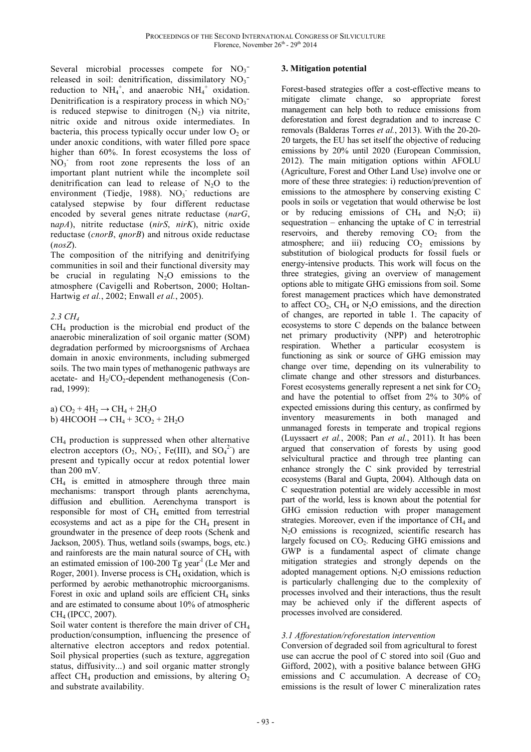Several microbial processes compete for $NO_3^-$ released in soil: denitrification, dissimilatory $NO_3^-$ reduction to $NH_4^+$, and anaerobic $NH_4^+$ oxidation. Denitrification is a respiratory process in which $NO_3^-$ is reduced stepwise to dinitrogen ($N_2$) via nitrite, nitric oxide and nitrous oxide intermediates. In bacteria, this process typically occur under low $O_2$ or under anoxic conditions, with water filled pore space higher than 60%. In forest ecosystems the loss of $NO_3^-$ from root zone represents the loss of an important plant nutrient while the incomplete soil denitrification can lead to release of $N_2O$ to the environment (Tiedje, 1988). $NO_3^-$ reductions are catalysed stepwise by four different reductase encoded by several genes nitrate reductase (*narG*, n*apA*), nitrite reductase (*nirS*, *nirK*), nitric oxide reductase (*cnorB*, *qnorB*) and nitrous oxide reductase (*nosZ*).

The composition of the nitrifying and denitrifying communities in soil and their functional diversity may be crucial in regulating $N_2O$ emissions to the atmosphere (Cavigelli and Robertson, 2000; Holtan-Hartwig *et al.*, 2002; Enwall *et al.*, 2005).

### *2.3 $CH_4$*

$CH_4$ production is the microbial end product of the anaerobic mineralization of soil organic matter (SOM) degradation performed by microorgsnisms of Archaea domain in anoxic environments, including submerged soils. The two main types of methanogenic pathways are acetate- and $H_2/CO_2$-dependent methanogenesis (Conrad, 1999):

a) $CO_2 + 4H_2 \rightarrow CH_4 + 2H_2O$
b) $4HCOOH \rightarrow CH_4 + 3CO_2 + 2H_2O$

$CH_4$ production is suppressed when other alternative electron acceptors ($O_2$, $NO_3^-$, Fe(III), and $SO_4^{2-}$) are present and typically occur at redox potential lower than 200 mV.

$CH_4$ is emitted in atmosphere through three main mechanisms: transport through plants aerenchyma, diffusion and ebullition. Aerenchyma transport is responsible for most of $CH_4$ emitted from terrestrial ecosystems and act as a pipe for the $CH_4$ present in groundwater in the presence of deep roots (Schenk and Jackson, 2005). Thus, wetland soils (swamps, bogs, etc.) and rainforests are the main natural source of $CH_4$ with an estimated emission of 100-200 Tg year$^{-1}$ (Le Mer and Roger, 2001). Inverse process is $CH_4$ oxidation, which is performed by aerobic methanotrophic microorganisms. Forest in oxic and upland soils are efficient $CH_4$ sinks and are estimated to consume about 10% of atmospheric $CH_4$ (IPCC, 2007).

Soil water content is therefore the main driver of $CH_4$ production/consumption, influencing the presence of alternative electron acceptors and redox potential. Soil physical properties (such as texture, aggregation status, diffusivity...) and soil organic matter strongly affect $CH_4$ production and emissions, by altering $O_2$ and substrate availability.

## 3. Mitigation potential

Forest-based strategies offer a cost-effective means to mitigate climate change, so appropriate forest management can help both to reduce emissions from deforestation and forest degradation and to increase C removals (Balderas Torres *et al.*, 2013). With the 20-20-20 targets, the EU has set itself the objective of reducing emissions by 20% until 2020 (European Commission, 2012). The main mitigation options within AFOLU (Agriculture, Forest and Other Land Use) involve one or more of these three strategies: i) reduction/prevention of emissions to the atmosphere by conserving existing C pools in soils or vegetation that would otherwise be lost or by reducing emissions of $CH_4$ and $N_2O$; ii) sequestration – enhancing the uptake of C in terrestrial reservoirs, and thereby removing $CO_2$ from the atmosphere; and iii) reducing $CO_2$ emissions by substitution of biological products for fossil fuels or energy-intensive products. This work will focus on the three strategies, giving an overview of management options able to mitigate GHG emissions from soil. Some forest management practices which have demonstrated to affect $CO_2$, $CH_4$ or $N_2O$ emissions, and the direction of changes, are reported in table 1. The capacity of ecosystems to store C depends on the balance between net primary productivity (NPP) and heterotrophic respiration. Whether a particular ecosystem is functioning as sink or source of GHG emission may change over time, depending on its vulnerability to climate change and other stressors and disturbances. Forest ecosystems generally represent a net sink for $CO_2$ and have the potential to offset from 2% to 30% of expected emissions during this century, as confirmed by inventory measurements in both managed and unmanaged forests in temperate and tropical regions (Luyssaert *et al.*, 2008; Pan *et al.*, 2011). It has been argued that conservation of forests by using good selvicultural practice and through tree planting can enhance strongly the C sink provided by terrestrial ecosystems (Baral and Gupta, 2004). Although data on C sequestration potential are widely accessible in most part of the world, less is known about the potential for GHG emission reduction with proper management strategies. Moreover, even if the importance of $CH_4$ and $N_2O$ emissions is recognized, scientific research has largely focused on $CO_2$. Reducing GHG emissions and GWP is a fundamental aspect of climate change mitigation strategies and strongly depends on the adopted management options. $N_2O$ emissions reduction is particularly challenging due to the complexity of processes involved and their interactions, thus the result may be achieved only if the different aspects of processes involved are considered.

### *3.1 Afforestation/reforestation intervention*

Conversion of degraded soil from agricultural to forest use can accrue the pool of C stored into soil (Guo and Gifford, 2002), with a positive balance between GHG emissions and C accumulation. A decrease of $CO_2$ emissions is the result of lower C mineralization rates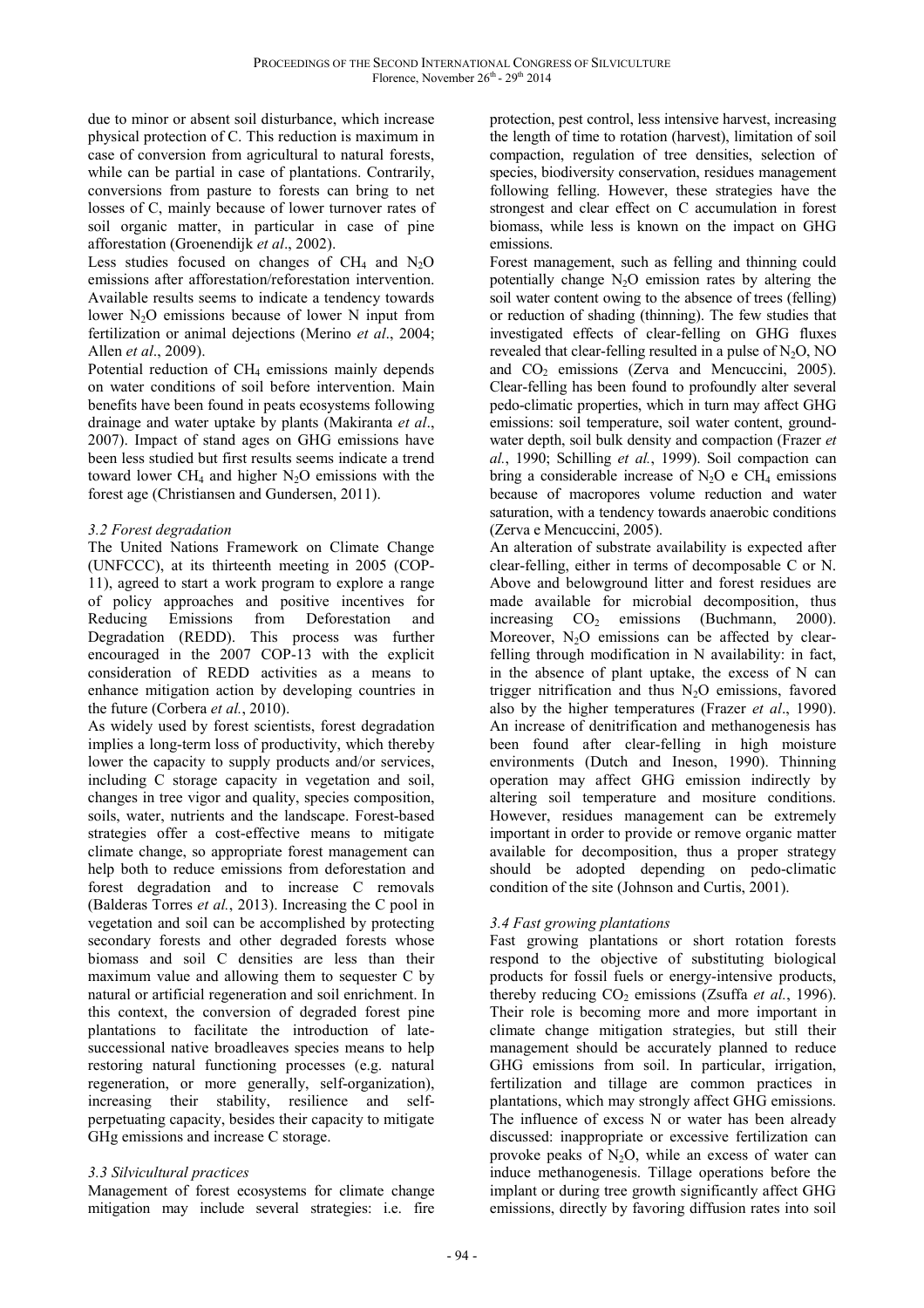due to minor or absent soil disturbance, which increase physical protection of C. This reduction is maximum in case of conversion from agricultural to natural forests, while can be partial in case of plantations. Contrarily, conversions from pasture to forests can bring to net losses of C, mainly because of lower turnover rates of soil organic matter, in particular in case of pine afforestation (Groenendijk *et al*., 2002).

Less studies focused on changes of $CH_4$ and $N_2O$ emissions after afforestation/reforestation intervention. Available results seems to indicate a tendency towards lower $N_2O$ emissions because of lower N input from fertilization or animal dejections (Merino *et al*., 2004; Allen *et al*., 2009).

Potential reduction of $CH_4$ emissions mainly depends on water conditions of soil before intervention. Main benefits have been found in peats ecosystems following drainage and water uptake by plants (Makiranta *et al*., 2007). Impact of stand ages on GHG emissions have been less studied but first results seems indicate a trend toward lower $CH_4$ and higher $N_2O$ emissions with the forest age (Christiansen and Gundersen, 2011).

### *3.2 Forest degradation*

The United Nations Framework on Climate Change (UNFCCC), at its thirteenth meeting in 2005 (COP-11), agreed to start a work program to explore a range of policy approaches and positive incentives for Reducing Emissions from Deforestation and Degradation (REDD). This process was further encouraged in the 2007 COP-13 with the explicit consideration of REDD activities as a means to enhance mitigation action by developing countries in the future (Corbera *et al.*, 2010).

As widely used by forest scientists, forest degradation implies a long-term loss of productivity, which thereby lower the capacity to supply products and/or services, including C storage capacity in vegetation and soil, changes in tree vigor and quality, species composition, soils, water, nutrients and the landscape. Forest-based strategies offer a cost-effective means to mitigate climate change, so appropriate forest management can help both to reduce emissions from deforestation and forest degradation and to increase C removals (Balderas Torres *et al.*, 2013). Increasing the C pool in vegetation and soil can be accomplished by protecting secondary forests and other degraded forests whose biomass and soil C densities are less than their maximum value and allowing them to sequester C by natural or artificial regeneration and soil enrichment. In this context, the conversion of degraded forest pine plantations to facilitate the introduction of late-successional native broadleaves species means to help restoring natural functioning processes (e.g. natural regeneration, or more generally, self-organization), increasing their stability, resilience and self-perpetuating capacity, besides their capacity to mitigate GHg emissions and increase C storage.

### *3.3 Silvicultural practices*

Management of forest ecosystems for climate change mitigation may include several strategies: i.e. fire protection, pest control, less intensive harvest, increasing the length of time to rotation (harvest), limitation of soil compaction, regulation of tree densities, selection of species, biodiversity conservation, residues management following felling. However, these strategies have the strongest and clear effect on C accumulation in forest biomass, while less is known on the impact on GHG emissions.

Forest management, such as felling and thinning could potentially change $N_2O$ emission rates by altering the soil water content owing to the absence of trees (felling) or reduction of shading (thinning). The few studies that investigated effects of clear-felling on GHG fluxes revealed that clear-felling resulted in a pulse of $N_2O$, NO and $CO_2$ emissions (Zerva and Mencuccini, 2005). Clear-felling has been found to profoundly alter several pedo-climatic properties, which in turn may affect GHG emissions: soil temperature, soil water content, ground-water depth, soil bulk density and compaction (Frazer *et al.*, 1990; Schilling *et al.*, 1999). Soil compaction can bring a considerable increase of $N_2O$ e $CH_4$ emissions because of macropores volume reduction and water saturation, with a tendency towards anaerobic conditions (Zerva e Mencuccini, 2005).

An alteration of substrate availability is expected after clear-felling, either in terms of decomposable C or N. Above and belowground litter and forest residues are made available for microbial decomposition, thus increasing $CO_2$ emissions (Buchmann, 2000). Moreover, $N_2O$ emissions can be affected by clear-felling through modification in N availability: in fact, in the absence of plant uptake, the excess of N can trigger nitrification and thus $N_2O$ emissions, favored also by the higher temperatures (Frazer *et al*., 1990). An increase of denitrification and methanogenesis has been found after clear-felling in high moisture environments (Dutch and Ineson, 1990). Thinning operation may affect GHG emission indirectly by altering soil temperature and mositure conditions. However, residues management can be extremely important in order to provide or remove organic matter available for decomposition, thus a proper strategy should be adopted depending on pedo-climatic condition of the site (Johnson and Curtis, 2001).

### *3.4 Fast growing plantations*

Fast growing plantations or short rotation forests respond to the objective of substituting biological products for fossil fuels or energy-intensive products, thereby reducing $CO_2$ emissions (Zsuffa *et al.*, 1996). Their role is becoming more and more important in climate change mitigation strategies, but still their management should be accurately planned to reduce GHG emissions from soil. In particular, irrigation, fertilization and tillage are common practices in plantations, which may strongly affect GHG emissions. The influence of excess N or water has been already discussed: inappropriate or excessive fertilization can provoke peaks of $N_2O$, while an excess of water can induce methanogenesis. Tillage operations before the implant or during tree growth significantly affect GHG emissions, directly by favoring diffusion rates into soil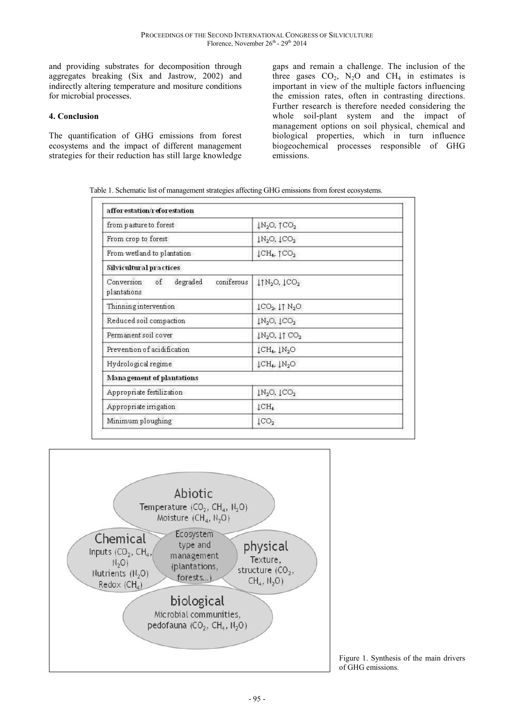and providing substrates for decomposition through aggregates breaking (Six and Jastrow, 2002) and indirectly altering temperature and mositure conditions for microbial processes.

## 4. Conclusion

The quantification of GHG emissions from forest ecosystems and the impact of different management strategies for their reduction has still large knowledge gaps and remain a challenge. The inclusion of the three gases $CO_2$, $N_2O$ and $CH_4$ in estimates is important in view of the multiple factors influencing the emission rates, often in contrasting directions. Further research is therefore needed considering the whole soil-plant system and the impact of management options on soil physical, chemical and biological properties, which in turn influence biogeochemical processes responsible of GHG emissions.

Table 1. Schematic list of management strategies affecting GHG emissions from forest ecosystems.

| **afforestation/reforestation** | |
|---|---|
| from pasture to forest | $\downarrow N_2O$, $\uparrow CO_2$ |
| From crop to forest | $\downarrow N_2O$, $\downarrow CO_2$ |
| From wetland to plantation | $\downarrow CH_4$, $\uparrow CO_2$ |
| **Silvicultural practices** | |
| Conversion of degraded coniferous plantations | $\downarrow\uparrow N_2O$, $\downarrow CO_2$ |
| Thinning intervention | $\downarrow CO_2$, $\downarrow\uparrow N_2O$ |
| Reduced soil compaction | $\downarrow N_2O$, $\downarrow CO_2$ |
| Permanent soil cover | $\downarrow N_2O$, $\downarrow\uparrow CO_2$ |
| Prevention of acidification | $\downarrow CH_4$, $\downarrow N_2O$ |
| Hydrological regime | $\downarrow CH_4$, $\downarrow N_2O$ |
| **Management of plantations** | |
| Appropriate fertilization | $\downarrow N_2O$, $\downarrow CO_2$ |
| Appropriate irrigation | $\downarrow CH_4$ |
| Minimum ploughing | $\downarrow CO_2$ |

Figure 1. Synthesis of the main drivers of GHG emissions.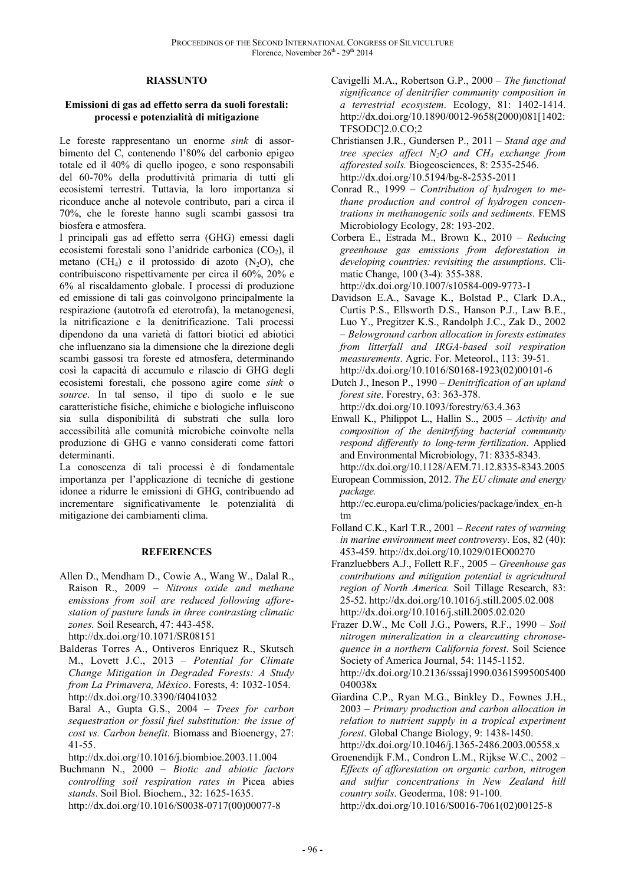## RIASSUNTO

### Emissioni di gas ad effetto serra da suoli forestali: processi e potenzialità di mitigazione

Le foreste rappresentano un enorme *sink* di assorbimento del C, contenendo l'80% del carbonio epigeo totale ed il 40% di quello ipogeo, e sono responsabili del 60-70% della produttività primaria di tutti gli ecosistemi terrestri. Tuttavia, la loro importanza si riconduce anche al notevole contributo, pari a circa il 70%, che le foreste hanno sugli scambi gassosi tra biosfera e atmosfera.

I principali gas ad effetto serra (GHG) emessi dagli ecosistemi forestali sono l'anidride carbonica ($CO_2$), il metano ($CH_4$) e il protossido di azoto ($N_2O$), che contribuiscono rispettivamente per circa il 60%, 20% e 6% al riscaldamento globale. I processi di produzione ed emissione di tali gas coinvolgono principalmente la respirazione (autotrofa ed eterotrofa), la metanogenesi, la nitrificazione e la denitrificazione. Tali processi dipendono da una varietà di fattori biotici ed abiotici che influenzano sia la dimensione che la direzione degli scambi gassosi tra foreste ed atmosfera, determinando così la capacità di accumulo e rilascio di GHG degli ecosistemi forestali, che possono agire come *sink* o *source*. In tal senso, il tipo di suolo e le sue caratteristiche fisiche, chimiche e biologiche influiscono sia sulla disponibilità di substrati che sulla loro accessibilità alle comunità microbiche coinvolte nella produzione di GHG e vanno considerati come fattori determinanti.

La conoscenza di tali processi è di fondamentale importanza per l'applicazione di tecniche di gestione idonee a ridurre le emissioni di GHG, contribuendo ad incrementare significativamente le potenzialità di mitigazione dei cambiamenti clima.

## REFERENCES

Allen D., Mendham D., Cowie A., Wang W., Dalal R., Raison R., 2009 – *Nitrous oxide and methane emissions from soil are reduced following afforestation of pasture lands in three contrasting climatic zones.* Soil Research, 47: 443-458. http://dx.doi.org/10.1071/SR08151

Balderas Torres A., Ontiveros Enríquez R., Skutsch M., Lovett J.C., 2013 – *Potential for Climate Change Mitigation in Degraded Forests: A Study from La Primavera, México*. Forests, 4: 1032-1054. http://dx.doi.org/10.3390/f4041032

Baral A., Gupta G.S., 2004 – *Trees for carbon sequestration or fossil fuel substitution: the issue of cost vs. Carbon benefit*. Biomass and Bioenergy, 27: 41-55. http://dx.doi.org/10.1016/j.biombioe.2003.11.004

Buchmann N., 2000 – *Biotic and abiotic factors controlling soil respiration rates in* Picea abies *stands*. Soil Biol. Biochem., 32: 1625-1635. http://dx.doi.org/10.1016/S0038-0717(00)00077-8

Cavigelli M.A., Robertson G.P., 2000 – *The functional significance of denitrifier community composition in a terrestrial ecosystem*. Ecology, 81: 1402-1414. http://dx.doi.org/10.1890/0012-9658(2000)081[1402:TFSODC]2.0.CO;2

Christiansen J.R., Gundersen P., 2011 – *Stand age and tree species affect $N_2O$ and $CH_4$ exchange from afforested soils.* Biogeosciences, 8: 2535-2546. http://dx.doi.org/10.5194/bg-8-2535-2011

Conrad R., 1999 – *Contribution of hydrogen to methane production and control of hydrogen concentrations in methanogenic soils and sediments*. FEMS Microbiology Ecology, 28: 193-202.

Corbera E., Estrada M., Brown K., 2010 – *Reducing greenhouse gas emissions from deforestation in developing countries: revisiting the assumptions*. Climatic Change, 100 (3-4): 355-388. http://dx.doi.org/10.1007/s10584-009-9773-1

Davidson E.A., Savage K., Bolstad P., Clark D.A., Curtis P.S., Ellsworth D.S., Hanson P.J., Law B.E., Luo Y., Pregitzer K.S., Randolph J.C., Zak D., 2002 – *Belowground carbon allocation in forests estimates from litterfall and IRGA-based soil respiration measurements*. Agric. For. Meteorol., 113: 39-51. http://dx.doi.org/10.1016/S0168-1923(02)00101-6

Dutch J., Ineson P., 1990 – *Denitrification of an upland forest site*. Forestry, 63: 363-378. http://dx.doi.org/10.1093/forestry/63.4.363

Enwall K., Philippot L., Hallin S., 2005 – *Activity and composition of the denitrifying bacterial community respond differently to long-term fertilization*. Applied and Environmental Microbiology, 71: 8335-8343. http://dx.doi.org/10.1128/AEM.71.12.8335-8343.2005

European Commission, 2012. *The EU climate and energy package.* http://ec.europa.eu/clima/policies/package/index_en-htm

Folland C.K., Karl T.R., 2001 – *Recent rates of warming in marine environment meet controversy*. Eos, 82 (40): 453-459. http://dx.doi.org/10.1029/01EO00270

Franzluebbers A.J., Follett R.F., 2005 – *Greenhouse gas contributions and mitigation potential is agricultural region of North America.* Soil Tillage Research, 83: 25-52. http://dx.doi.org/10.1016/j.still.2005.02.008 http://dx.doi.org/10.1016/j.still.2005.02.020

Frazer D.W., Mc Coll J.G., Powers, R.F., 1990 – *Soil nitrogen mineralization in a clearcutting chronosequence in a northern California forest*. Soil Science Society of America Journal, 54: 1145-1152. http://dx.doi.org/10.2136/sssaj1990.03615995005400040038x

Giardina C.P., Ryan M.G., Binkley D., Fownes J.H., 2003 – *Primary production and carbon allocation in relation to nutrient supply in a tropical experiment forest*. Global Change Biology, 9: 1438-1450. http://dx.doi.org/10.1046/j.1365-2486.2003.00558.x

Groenendijk F.M., Condron L.M., Rijkse W.C., 2002 – *Effects of afforestation on organic carbon, nitrogen and sulfur concentrations in New Zealand hill country soils*. Geoderma, 108: 91-100. http://dx.doi.org/10.1016/S0016-7061(02)00125-8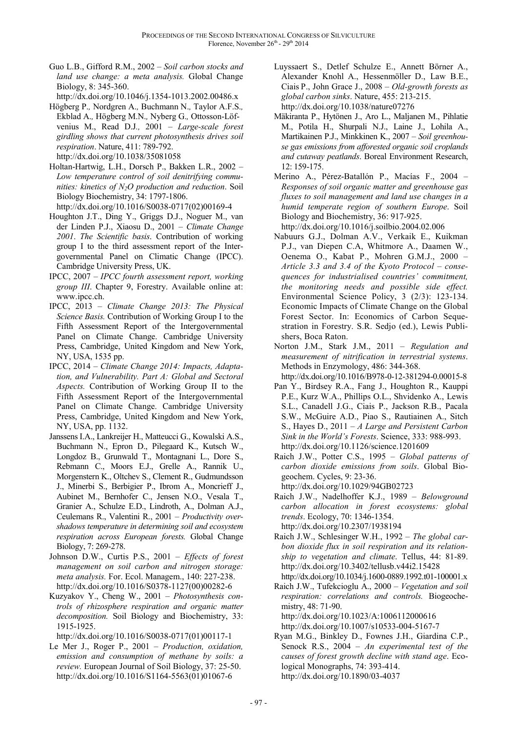Guo L.B., Gifford R.M., 2002 – *Soil carbon stocks and land use change: a meta analysis.* Global Change Biology, 8: 345-360. http://dx.doi.org/10.1046/j.1354-1013.2002.00486.x

Högberg P., Nordgren A., Buchmann N., Taylor A.F.S., Ekblad A., Högberg M.N., Nyberg G., Ottosson-Löfvenius M., Read D.J., 2001 – *Large-scale forest girdling shows that current photosynthesis drives soil respiration*. Nature, 411: 789-792. http://dx.doi.org/10.1038/35081058

Holtan-Hartwig, L.H., Dorsch P., Bakken L.R., 2002 – *Low temperature control of soil denitrifying communities: kinetics of $N_2O$ production and reduction*. Soil Biology Biochemistry, 34: 1797-1806. http://dx.doi.org/10.1016/S0038-0717(02)00169-4

Houghton J.T., Ding Y., Griggs D.J., Noguer M., van der Linden P.J., Xiaosu D., 2001 – *Climate Change 2001*. *The Scientific basis*. Contribution of working group I to the third assessment report of the Intergovernmental Panel on Climatic Change (IPCC). Cambridge University Press, UK.

IPCC, 2007 – *IPCC fourth assessment report, working group III*. Chapter 9, Forestry. Available online at: www.ipcc.ch.

IPCC, 2013 – *Climate Change 2013: The Physical Science Basis.* Contribution of Working Group I to the Fifth Assessment Report of the Intergovernmental Panel on Climate Change. Cambridge University Press, Cambridge, United Kingdom and New York, NY, USA, 1535 pp.

IPCC, 2014 – *Climate Change 2014: Impacts, Adaptation, and Vulnerability. Part A: Global and Sectoral Aspects.* Contribution of Working Group II to the Fifth Assessment Report of the Intergovernmental Panel on Climate Change. Cambridge University Press, Cambridge, United Kingdom and New York, NY, USA, pp. 1132.

Janssens I.A., Lankreijer H., Matteucci G., Kowalski A.S., Buchmann N., Epron D., Pilegaard K., Kutsch W., Longdoz B., Grunwald T., Montagnani L., Dore S., Rebmann C., Moors E.J., Grelle A., Rannik U., Morgenstern K., Oltchev S., Clement R., Gudmundsson J., Minerbi S., Berbigier P., Ibrom A., Moncrieff J., Aubinet M., Bernhofer C., Jensen N.O., Vesala T., Granier A., Schulze E.D., Lindroth, A., Dolman A.J., Ceulemans R., Valentini R., 2001 – *Productivity overshadows temperature in determining soil and ecosystem respiration across European forests.* Global Change Biology, 7: 269-278.

Johnson D.W., Curtis P.S., 2001 – *Effects of forest management on soil carbon and nitrogen storage: meta analysis.* For. Ecol. Managem., 140: 227-238. http://dx.doi.org/10.1016/S0378-1127(00)00282-6

Kuzyakov Y., Cheng W., 2001 – *Photosynthesis controls of rhizosphere respiration and organic matter decomposition.* Soil Biology and Biochemistry, 33: 1915-1925. http://dx.doi.org/10.1016/S0038-0717(01)00117-1

Le Mer J., Roger P., 2001 – *Production, oxidation, emission and consumption of methane by soils: a review.* European Journal of Soil Biology, 37: 25-50. http://dx.doi.org/10.1016/S1164-5563(01)01067-6

Luyssaert S., Detlef Schulze E., Annett Börner A., Alexander Knohl A., Hessenmöller D., Law B.E., Ciais P., John Grace J., 2008 – *Old-growth forests as global carbon sinks*. Nature, 455: 213-215. http://dx.doi.org/10.1038/nature07276

Mäkiranta P., Hytönen J., Aro L., Maljanen M., Pihlatie M., Potila H., Shurpali N.J., Laine J., Lohila A., Martikainen P.J., Minkkinen K., 2007 – *Soil greenhouse gas emissions from afforested organic soil croplands and cutaway peatlands*. Boreal Environment Research, 12: 159-175.

Merino A., Pérez-Batallón P., Macías F., 2004 – *Responses of soil organic matter and greenhouse gas fluxes to soil management and land use changes in a humid temperate region of southern Europe*. Soil Biology and Biochemistry, 36: 917-925. http://dx.doi.org/10.1016/j.soilbio.2004.02.006

Nabuurs G.J., Dolman A.V., Verkaik E., Kuikman P.J., van Diepen C.A, Whitmore A., Daamen W., Oenema O., Kabat P., Mohren G.M.J., 2000 – *Article 3.3 and 3.4 of the Kyoto Protocol – consequences for industrialised countries' commitment, the monitoring needs and possible side effect.* Environmental Science Policy, 3 (2/3): 123-134. Economic Impacts of Climate Change on the Global Forest Sector. In: Economics of Carbon Sequestration in Forestry. S.R. Sedjo (ed.), Lewis Publishers, Boca Raton.

Norton J.M., Stark J.M., 2011 – *Regulation and measurement of nitrification in terrestrial systems*. Methods in Enzymology, 486: 344-368. http://dx.doi.org/10.1016/B978-0-12-381294-0.00015-8

Pan Y., Birdsey R.A., Fang J., Houghton R., Kauppi P.E., Kurz W.A., Phillips O.L., Shvidenko A., Lewis S.L., Canadell J.G., Ciais P., Jackson R.B., Pacala S.W., McGuire A.D., Piao S., Rautiainen A., Sitch S., Hayes D., 2011 – *A Large and Persistent Carbon Sink in the World's Forests*. Science, 333: 988-993. http://dx.doi.org/10.1126/science.1201609

Raich J.W., Potter C.S., 1995 – *Global patterns of carbon dioxide emissions from soils*. Global Biogeochem. Cycles, 9: 23-36. http://dx.doi.org/10.1029/94GB02723

Raich J.W., Nadelhoffer K.J., 1989 – *Belowground carbon allocation in forest ecosystems: global trends*. Ecology, 70: 1346-1354. http://dx.doi.org/10.2307/1938194

Raich J.W., Schlesinger W.H., 1992 – *The global carbon dioxide flux in soil respiration and its relationship to vegetation and climate*. Tellus, 44: 81-89. http://dx.doi.org/10.3402/tellusb.v44i2.15428 http://dx.doi.org/10.1034/j.1600-0889.1992.t01-100001.x

Raich J.W., Tufekcioglu A., 2000 – *Vegetation and soil respiration: correlations and controls.* Biogeochemistry, 48: 71-90. http://dx.doi.org/10.1023/A:1006112000616 http://dx.doi.org/10.1007/s10533-004-5167-7

Ryan M.G., Binkley D., Fownes J.H., Giardina C.P., Senock R.S., 2004 – *An experimental test of the causes of forest growth decline with stand age*. Ecological Monographs, 74: 393-414. http://dx.doi.org/10.1890/03-4037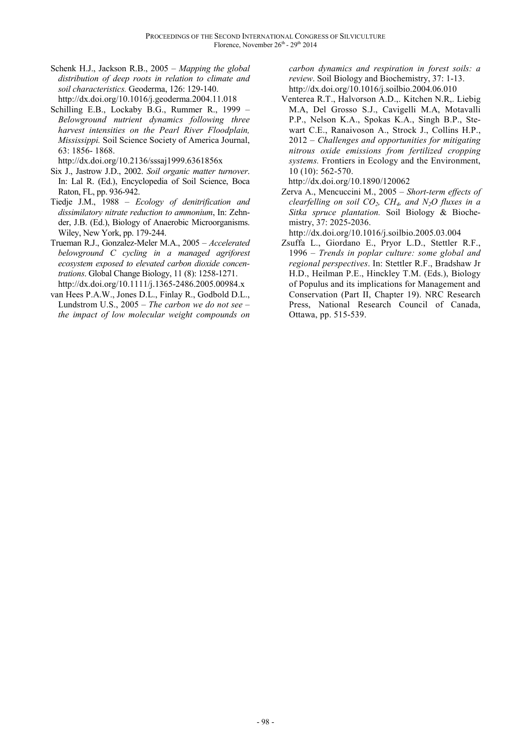Schenk H.J., Jackson R.B., 2005 – *Mapping the global distribution of deep roots in relation to climate and soil characteristics.* Geoderma, 126: 129-140. http://dx.doi.org/10.1016/j.geoderma.2004.11.018

Schilling E.B., Lockaby B.G., Rummer R., 1999 – *Belowground nutrient dynamics following three harvest intensities on the Pearl River Floodplain, Mississippi.* Soil Science Society of America Journal, 63: 1856- 1868. http://dx.doi.org/10.2136/sssaj1999.6361856x

Six J., Jastrow J.D., 2002. *Soil organic matter turnover*. In: Lal R. (Ed.), Encyclopedia of Soil Science, Boca Raton, FL, pp. 936-942.

Tiedje J.M., 1988 – *Ecology of denitrification and dissimilatory nitrate reduction to ammonium*, In: Zehnder, J.B. (Ed.), Biology of Anaerobic Microorganisms. Wiley, New York, pp. 179-244.

Trueman R.J., Gonzalez-Meler M.A., 2005 – *Accelerated belowground C cycling in a managed agriforest ecosystem exposed to elevated carbon dioxide concentrations*. Global Change Biology, 11 (8): 1258-1271. http://dx.doi.org/10.1111/j.1365-2486.2005.00984.x

van Hees P.A.W., Jones D.L., Finlay R., Godbold D.L., Lundstrom U.S., 2005 – *The carbon we do not see – the impact of low molecular weight compounds on carbon dynamics and respiration in forest soils: a review*. Soil Biology and Biochemistry, 37: 1-13. http://dx.doi.org/10.1016/j.soilbio.2004.06.010

Venterea R.T., Halvorson A.D.,. Kitchen N.R,. Liebig M.A, Del Grosso S.J., Cavigelli M.A, Motavalli P.P., Nelson K.A., Spokas K.A., Singh B.P., Stewart C.E., Ranaivoson A., Strock J., Collins H.P., 2012 – *Challenges and opportunities for mitigating nitrous oxide emissions from fertilized cropping systems.* Frontiers in Ecology and the Environment, 10 (10): 562-570. http://dx.doi.org/10.1890/120062

Zerva A., Mencuccini M., 2005 – *Short-term effects of clearfelling on soil $CO_2$, $CH_4$, and $N_2O$ fluxes in a Sitka spruce plantation.* Soil Biology & Biochemistry, 37: 2025-2036. http://dx.doi.org/10.1016/j.soilbio.2005.03.004

Zsuffa L., Giordano E., Pryor L.D., Stettler R.F., 1996 – *Trends in poplar culture: some global and regional perspectives*. In: Stettler R.F., Bradshaw Jr H.D., Heilman P.E., Hinckley T.M. (Eds.), Biology of Populus and its implications for Management and Conservation (Part II, Chapter 19). NRC Research Press, National Research Council of Canada, Ottawa, pp. 515-539.